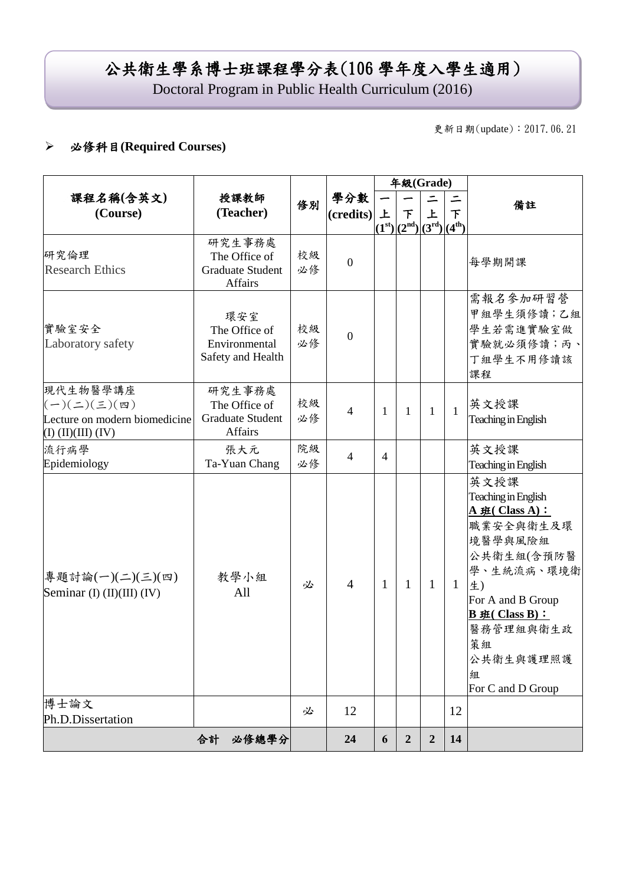# 公共衛生學系博士班課程學分表(106 學年度入學生適用)

Doctoral Program in Public Health Curriculum (2016)

更新日期(update)：2017.06.21

- **必修科目(Required Courses)**

| 課程名稱(含英文) (Course) | 授課教師 (Teacher) | 修別 | 學分數 (credits) | 年級(Grade) | | | | 備註 |
|---|---|---|---|---|---|---|---|---|
| | | | | 一上 (1st) | 一下 (2nd) | 二上 (3rd) | 二下 (4th) | |
| 研究倫理 Research Ethics | 研究生事務處 The Office of Graduate Student Affairs | 校級必修 | 0 | | | | | 每學期開課 |
| 實驗室安全 Laboratory safety | 環安室 The Office of Environmental Safety and Health | 校級必修 | 0 | | | | | 需報名參加研習營甲組學生須修讀；乙組學生若需進實驗室做實驗就必須修讀；丙、丁組學生不用修讀該課程 |
| 現代生物醫學講座(一)(二)(三)(四) Lecture on modern biomedicine (I) (II)(III) (IV) | 研究生事務處 The Office of Graduate Student Affairs | 校級必修 | 4 | 1 | 1 | 1 | 1 | 英文授課 Teaching in English |
| 流行病學 Epidemiology | 張大元 Ta-Yuan Chang | 院級必修 | 4 | 4 | | | | 英文授課 Teaching in English |
| 專題討論(一)(二)(三)(四) Seminar (I) (II)(III) (IV) | 教學小組 All | 必 | 4 | 1 | 1 | 1 | 1 | 英文授課 Teaching in English <u>**A 班( Class A)：**</u> 職業安全與衛生及環境醫學與風險組 公共衛生組(含預防醫學、生統流病、環境衛生) For A and B Group <u>**B 班( Class B)：**</u> 醫務管理組與衛生政策組 公共衛生與護理照護組 For C and D Group |
| 博士論文 Ph.D.Dissertation | | 必 | 12 | | | | 12 | |
| **合計 必修總學分** | | | **24** | **6** | **2** | **2** | **14** | |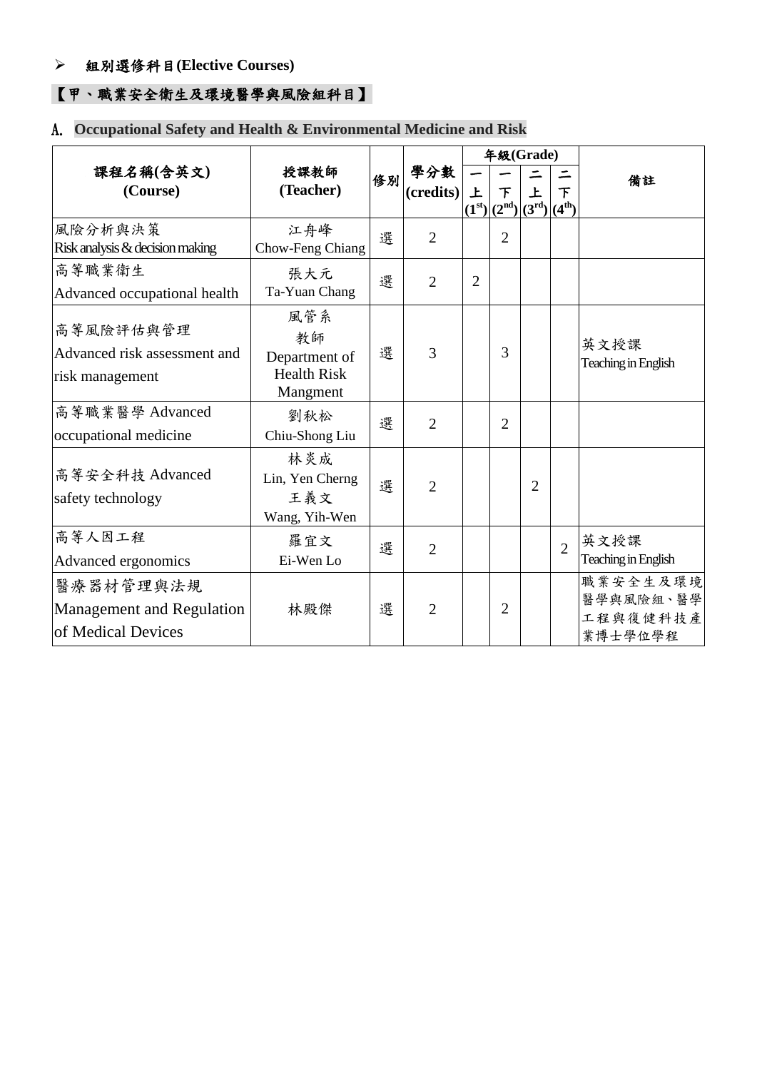- **組別選修科目(Elective Courses)**

## 【甲、職業安全衛生及環境醫學與風險組科目】

## A. Occupational Safety and Health & Environmental Medicine and Risk

| 課程名稱(含英文) (Course) | 授課教師 (Teacher) | 修別 | 學分數 (credits) | 年級(Grade) | | | | 備註 |
|---|---|---|---|---|---|---|---|---|
| | | | | 一上 ($1^{st}$) | 一下 ($2^{nd}$) | 二上 ($3^{rd}$) | 二下 ($4^{th}$) | |
| 風險分析與決策 Risk analysis & decision making | 江舟峰 Chow-Feng Chiang | 選 | 2 | | 2 | | | |
| 高等職業衛生 Advanced occupational health | 張大元 Ta-Yuan Chang | 選 | 2 | 2 | | | | |
| 高等風險評估與管理 Advanced risk assessment and risk management | 風管系 教師 Department of Health Risk Mangment | 選 | 3 | | 3 | | | 英文授課 Teaching in English |
| 高等職業醫學 Advanced occupational medicine | 劉秋松 Chiu-Shong Liu | 選 | 2 | | 2 | | | |
| 高等安全科技 Advanced safety technology | 林炎成 Lin, Yen Cherng 王義文 Wang, Yih-Wen | 選 | 2 | | | 2 | | |
| 高等人因工程 Advanced ergonomics | 羅宜文 Ei-Wen Lo | 選 | 2 | | | | 2 | 英文授課 Teaching in English |
| 醫療器材管理與法規 Management and Regulation of Medical Devices | 林殿傑 | 選 | 2 | | 2 | | | 職業安全生及環境醫學與風險組、醫學工程與復健科技產業博士學位學程 |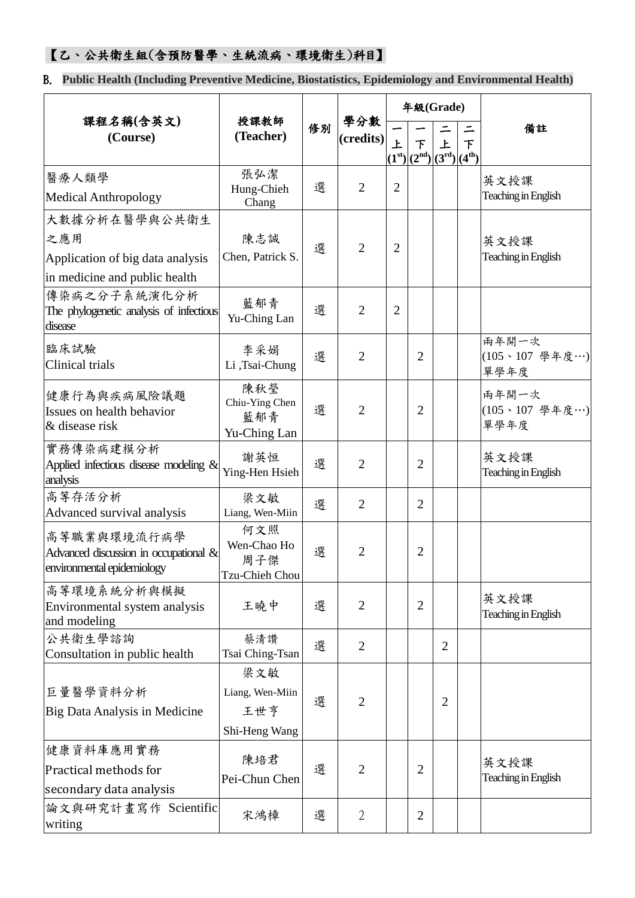**【乙、公共衛生組(含預防醫學、生統流病、環境衛生)科目】**

**B. Public Health (Including Preventive Medicine, Biostatistics, Epidemiology and Environmental Health)**

| 課程名稱(含英文) (Course) | 授課教師 (Teacher) | 修別 | 學分數 (credits) | 年級(Grade) | | | | 備註 |
|---|---|---|---|---|---|---|---|---|
| | | | | 一上 ($1^{st}$) | 一下 ($2^{nd}$) | 二上 ($3^{rd}$) | 二下 ($4^{th}$) | |
| 醫療人類學 Medical Anthropology | 張弘潔 Hung-Chieh Chang | 選 | 2 | 2 | | | | 英文授課 Teaching in English |
| 大數據分析在醫學與公共衛生之應用 Application of big data analysis in medicine and public health | 陳志誠 Chen, Patrick S. | 選 | 2 | 2 | | | | 英文授課 Teaching in English |
| 傳染病之分子系統演化分析 The phylogenetic analysis of infectious disease | 藍郁青 Yu-Ching Lan | 選 | 2 | 2 | | | | |
| 臨床試驗 Clinical trials | 李采娟 Li ,Tsai-Chung | 選 | 2 | | 2 | | | 兩年開一次 (105、107 學年度…) 單學年度 |
| 健康行為與疾病風險議題 Issues on health behavior & disease risk | 陳秋瑩 Chiu-Ying Chen 藍郁青 Yu-Ching Lan | 選 | 2 | | 2 | | | 兩年開一次 (105、107 學年度…) 單學年度 |
| 實務傳染病建模分析 Applied infectious disease modeling & analysis | 謝英恒 Ying-Hen Hsieh | 選 | 2 | | 2 | | | 英文授課 Teaching in English |
| 高等存活分析 Advanced survival analysis | 梁文敏 Liang, Wen-Miin | 選 | 2 | | 2 | | | |
| 高等職業與環境流行病學 Advanced discussion in occupational & environmental epidemiology | 何文照 Wen-Chao Ho 周子傑 Tzu-Chieh Chou | 選 | 2 | | 2 | | | |
| 高等環境系統分析與模擬 Environmental system analysis and modeling | 王曉中 | 選 | 2 | | 2 | | | 英文授課 Teaching in English |
| 公共衛生學諮詢 Consultation in public health | 蔡清讚 Tsai Ching-Tsan | 選 | 2 | | | 2 | | |
| 巨量醫學資料分析 Big Data Analysis in Medicine | 梁文敏 Liang, Wen-Miin 王世亨 Shi-Heng Wang | 選 | 2 | | | 2 | | |
| 健康資料庫應用實務 Practical methods for secondary data analysis | 陳培君 Pei-Chun Chen | 選 | 2 | | 2 | | | 英文授課 Teaching in English |
| 論文與研究計畫寫作 Scientific writing | 宋鴻樟 | 選 | 2 | | 2 | | | |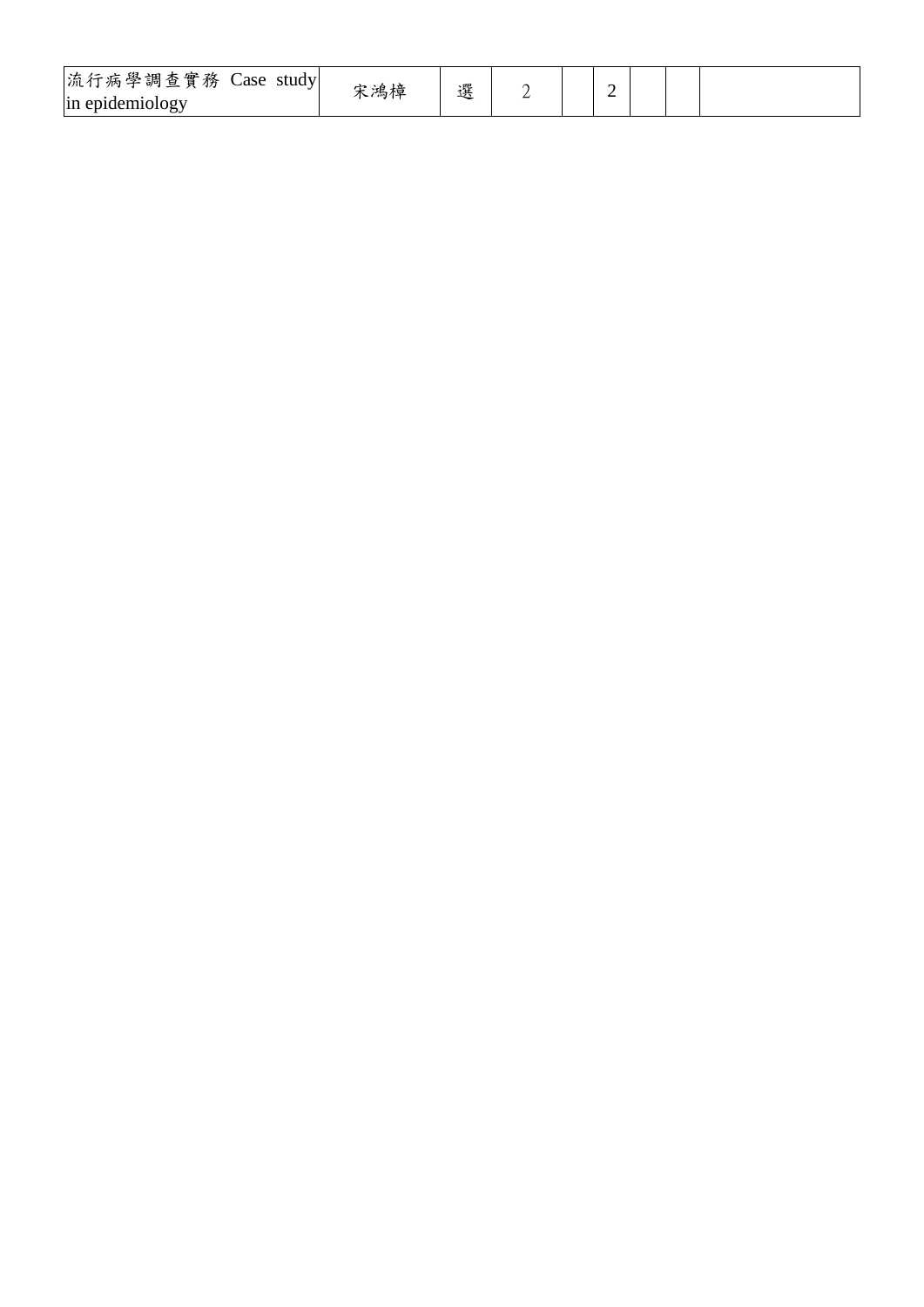| | | | | | | | | |
|---|---|---|---|---|---|---|---|---|
| 流行病學調查實務 Case study in epidemiology | 宋鴻樟 | 選 | 2 | | 2 | | | |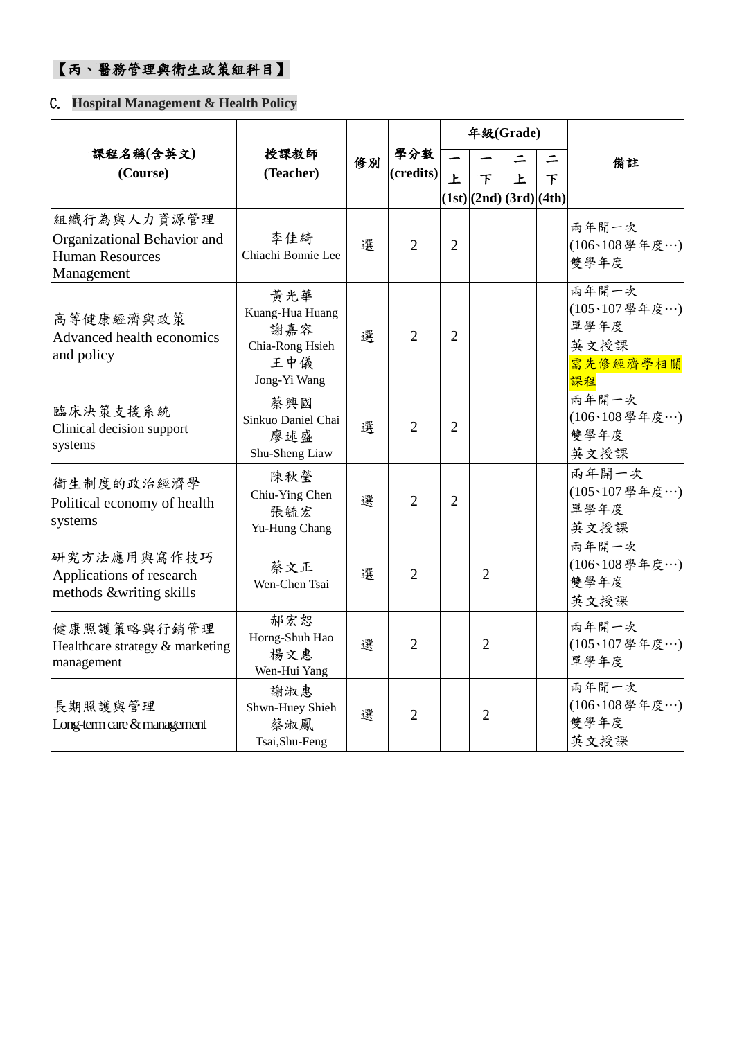## 【丙、醫務管理與衛生政策組科目】

## C. Hospital Management & Health Policy

| 課程名稱(含英文) (Course) | 授課教師 (Teacher) | 修別 | 學分數 (credits) | 年級(Grade) | | | | 備註 |
|---|---|---|---|---|---|---|---|---|
| | | | | 一上 (1st) | 一下 (2nd) | 二上 (3rd) | 二下 (4th) | |
| 組織行為與人力資源管理 Organizational Behavior and Human Resources Management | 李佳綺 Chiachi Bonnie Lee | 選 | 2 | 2 | | | | 兩年開一次 (106、108學年度…) 雙學年度 |
| 高等健康經濟與政策 Advanced health economics and policy | 黃光華 Kuang-Hua Huang 謝嘉容 Chia-Rong Hsieh 王中儀 Jong-Yi Wang | 選 | 2 | 2 | | | | 兩年開一次 (105、107學年度…) 單學年度 英文授課 需先修經濟學相關課程 |
| 臨床決策支援系統 Clinical decision support systems | 蔡興國 Sinkuo Daniel Chai 廖述盛 Shu-Sheng Liaw | 選 | 2 | 2 | | | | 兩年開一次 (106、108學年度…) 雙學年度 英文授課 |
| 衛生制度的政治經濟學 Political economy of health systems | 陳秋瑩 Chiu-Ying Chen 張毓宏 Yu-Hung Chang | 選 | 2 | 2 | | | | 兩年開一次 (105、107學年度…) 單學年度 英文授課 |
| 研究方法應用與寫作技巧 Applications of research methods &writing skills | 蔡文正 Wen-Chen Tsai | 選 | 2 | | 2 | | | 兩年開一次 (106、108學年度…) 雙學年度 英文授課 |
| 健康照護策略與行銷管理 Healthcare strategy & marketing management | 郝宏恕 Horng-Shuh Hao 楊文惠 Wen-Hui Yang | 選 | 2 | | 2 | | | 兩年開一次 (105、107學年度…) 單學年度 |
| 長期照護與管理 Long-term care & management | 謝淑惠 Shwn-Huey Shieh 蔡淑鳳 Tsai,Shu-Feng | 選 | 2 | | 2 | | | 兩年開一次 (106、108學年度…) 雙學年度 英文授課 |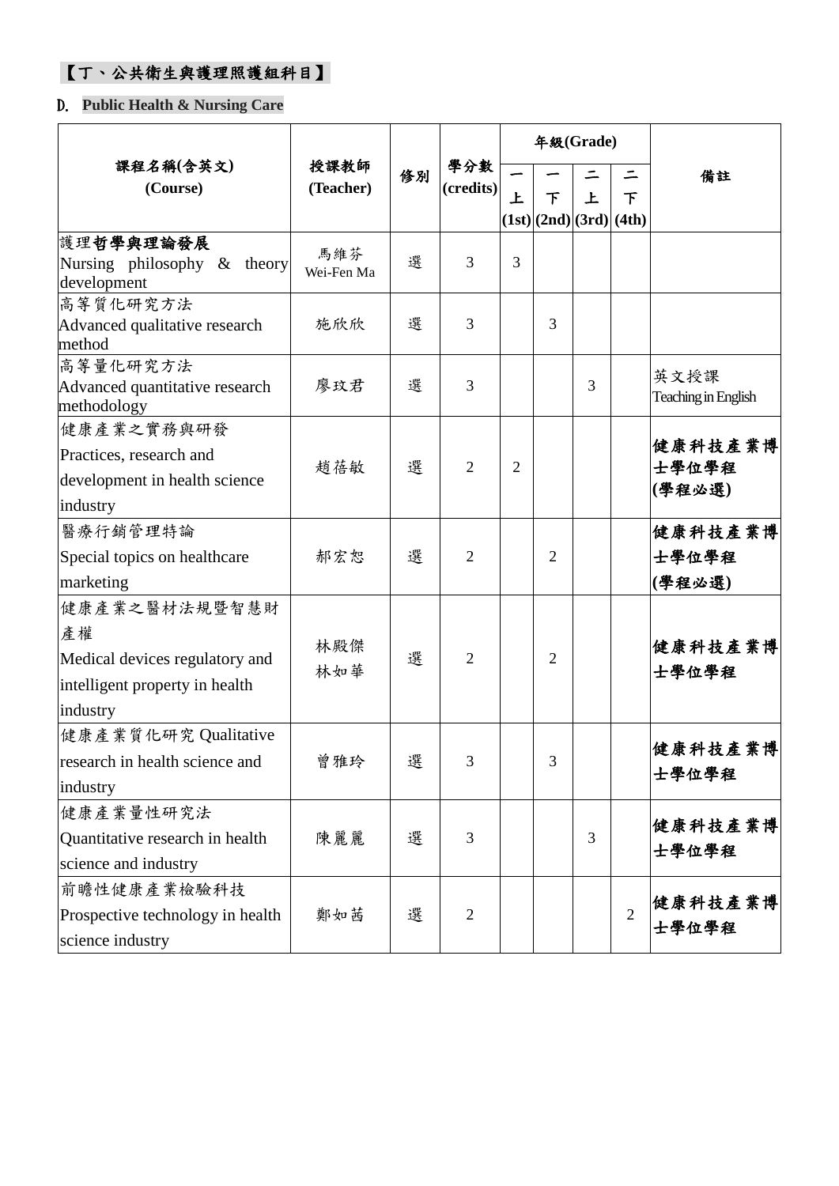## 【丁、公共衛生與護理照護組科目】

### D. Public Health & Nursing Care

| 課程名稱(含英文) (Course) | 授課教師 (Teacher) | 修別 | 學分數 (credits) | 年級(Grade) 一上 (1st) | 一下 (2nd) | 二上 (3rd) | 二下 (4th) | 備註 |
|---|---|---|---|---|---|---|---|---|
| 護理**哲學與理論發展** Nursing philosophy & theory development | 馬維芬 Wei-Fen Ma | 選 | 3 | 3 | | | | |
| 高等質化研究方法 Advanced qualitative research method | 施欣欣 | 選 | 3 | | 3 | | | |
| 高等量化研究方法 Advanced quantitative research methodology | 廖玟君 | 選 | 3 | | | 3 | | 英文授課 Teaching in English |
| 健康產業之實務與研發 Practices, research and development in health science industry | 趙蓓敏 | 選 | 2 | 2 | | | | **健康科技產業博士學位學程 (學程必選)** |
| 醫療行銷管理特論 Special topics on healthcare marketing | 郝宏恕 | 選 | 2 | | 2 | | | **健康科技產業博士學位學程 (學程必選)** |
| 健康產業之醫材法規暨智慧財產權 Medical devices regulatory and intelligent property in health industry | 林殿傑 林如華 | 選 | 2 | | 2 | | | **健康科技產業博士學位學程** |
| 健康產業質化研究 Qualitative research in health science and industry | 曾雅玲 | 選 | 3 | | 3 | | | **健康科技產業博士學位學程** |
| 健康產業量性研究法 Quantitative research in health science and industry | 陳麗麗 | 選 | 3 | | | 3 | | **健康科技產業博士學位學程** |
| 前瞻性健康產業檢驗科技 Prospective technology in health science industry | 鄭如茜 | 選 | 2 | | | | 2 | **健康科技產業博士學位學程** |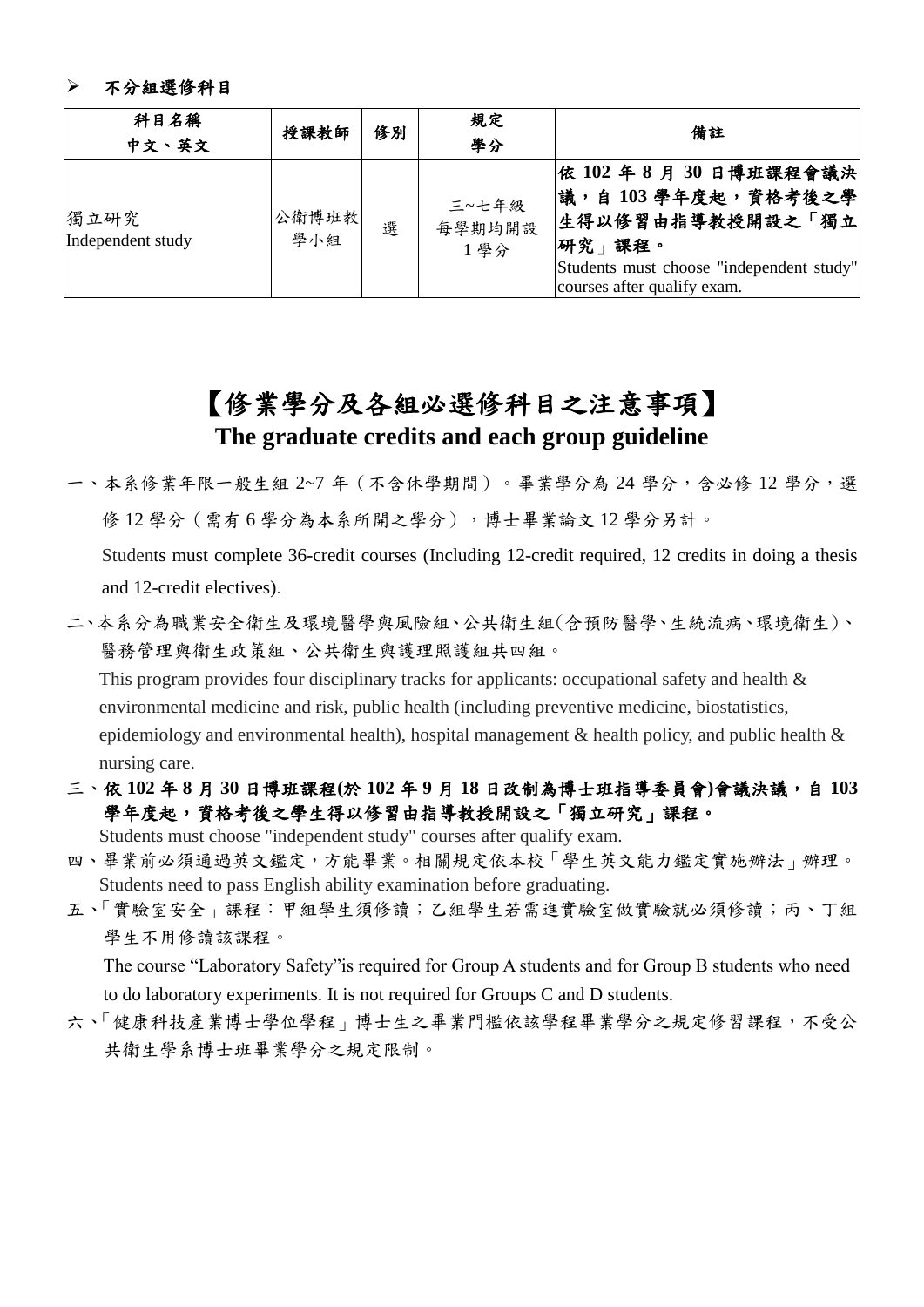- **不分組選修科目**

| 科目名稱<br>中文、英文 | 授課教師 | 修別 | 規定<br>學分 | 備註 |
|---|---|---|---|---|
| 獨立研究<br>Independent study | 公衛博班教學小組 | 選 | 三~七年級<br>每學期均開設<br>1學分 | **依 102 年 8 月 30 日博班課程會議決議，自 103 學年度起，資格考後之學生得以修習由指導教授開設之「獨立研究」課程。**<br>Students must choose "independent study" courses after qualify exam. |

# 【修業學分及各組必選修科目之注意事項】
## The graduate credits and each group guideline

一、本系修業年限一般生組 2~7 年（不含休學期間）。畢業學分為 24 學分，含必修 12 學分，選修 12 學分（需有 6 學分為本系所開之學分），博士畢業論文 12 學分另計。

Students must complete 36-credit courses (Including 12-credit required, 12 credits in doing a thesis and 12-credit electives).

二、本系分為職業安全衛生及環境醫學與風險組、公共衛生組(含預防醫學、生統流病、環境衛生)、醫務管理與衛生政策組、公共衛生與護理照護組共四組。

This program provides four disciplinary tracks for applicants: occupational safety and health & environmental medicine and risk, public health (including preventive medicine, biostatistics, epidemiology and environmental health), hospital management & health policy, and public health & nursing care.

三、**依 102 年 8 月 30 日博班課程(於 102 年 9 月 18 日改制為博士班指導委員會)會議決議，自 103 學年度起，資格考後之學生得以修習由指導教授開設之「獨立研究」課程。**

Students must choose "independent study" courses after qualify exam.

四、畢業前必須通過英文鑑定，方能畢業。相關規定依本校「學生英文能力鑑定實施辦法」辦理。

Students need to pass English ability examination before graduating.

五、「實驗室安全」課程：甲組學生須修讀；乙組學生若需進實驗室做實驗就必須修讀；丙、丁組學生不用修讀該課程。

The course "Laboratory Safety"is required for Group A students and for Group B students who need to do laboratory experiments. It is not required for Groups C and D students.

六、「健康科技產業博士學位學程」博士生之畢業門檻依該學程畢業學分之規定修習課程，不受公共衛生學系博士班畢業學分之規定限制。